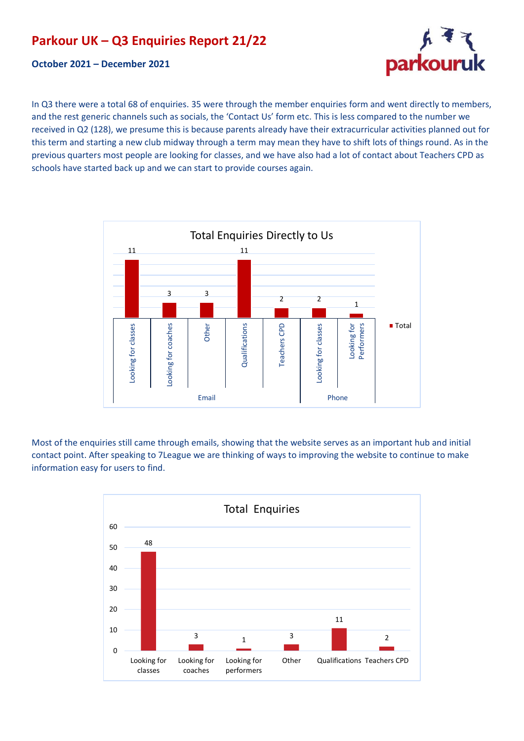# Parkour UK – Q3 Enquiries Report 21/22

### October 2021 – December 2021

In Q3 there were a total 68 of enquiries. 35 were through the member enquiries form and went directly to members, and the rest generic channels such as socials, the 'Contact Us' form etc. This is less compared to the number we received in Q2 (128), we presume this is because parents already have their extracurricular activities planned out for this term and starting a new club midway through a term may mean they have to shift lots of things round. As in the previous quarters most people are looking for classes, and we have also had a lot of contact about Teachers CPD as schools have started back up and we can start to provide courses again.

**Total Enquiries Directly to Us**

| Channel | Category | Total |
|---|---|---|
| Email | Looking for classes | 11 |
| Email | Looking for coaches | 3 |
| Email | Other | 3 |
| Email | Qualifications | 11 |
| Email | Teachers CPD | 2 |
| Phone | Looking for classes | 2 |
| Phone | Looking for Performers | 1 |

Most of the enquiries still came through emails, showing that the website serves as an important hub and initial contact point. After speaking to 7League we are thinking of ways to improving the website to continue to make information easy for users to find.

**Total Enquiries**

| Category | Total |
|---|---|
| Looking for classes | 48 |
| Looking for coaches | 3 |
| Looking for performers | 1 |
| Other | 3 |
| Qualifications | 11 |
| Teachers CPD | 2 |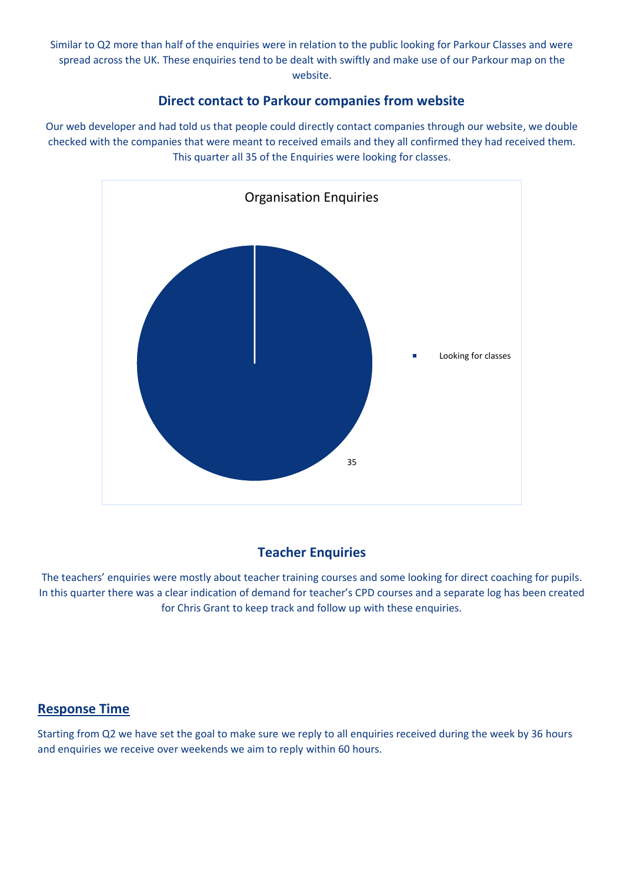Similar to Q2 more than half of the enquiries were in relation to the public looking for Parkour Classes and were spread across the UK. These enquiries tend to be dealt with swiftly and make use of our Parkour map on the website.

## Direct contact to Parkour companies from website

Our web developer and had told us that people could directly contact companies through our website, we double checked with the companies that were meant to received emails and they all confirmed they had received them. This quarter all 35 of the Enquiries were looking for classes.

Organisation Enquiries

Looking for classes

35

## Teacher Enquiries

The teachers' enquiries were mostly about teacher training courses and some looking for direct coaching for pupils. In this quarter there was a clear indication of demand for teacher's CPD courses and a separate log has been created for Chris Grant to keep track and follow up with these enquiries.

## Response Time

Starting from Q2 we have set the goal to make sure we reply to all enquiries received during the week by 36 hours and enquiries we receive over weekends we aim to reply within 60 hours.